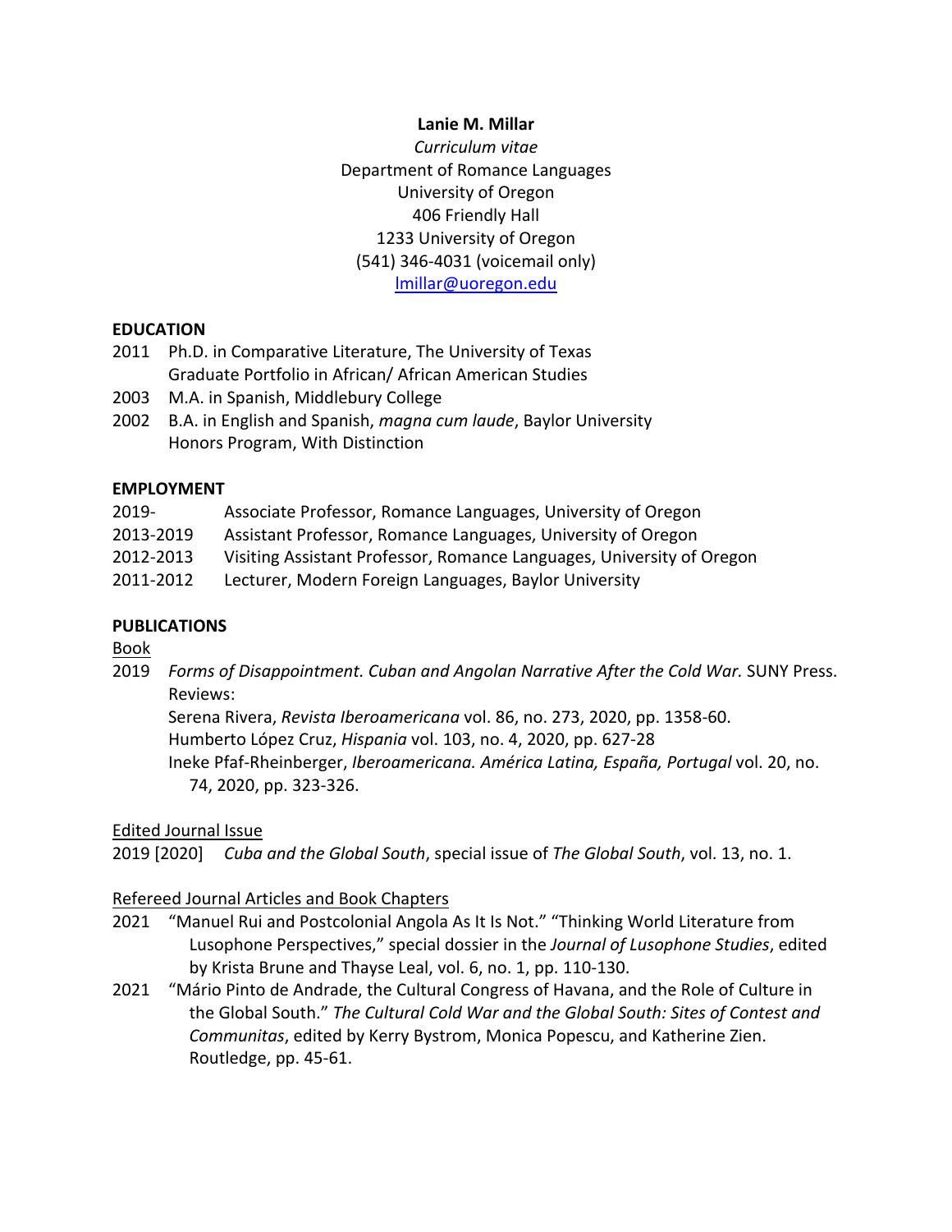**Lanie M. Millar**

*Curriculum vitae*

Department of Romance Languages

University of Oregon

406 Friendly Hall

1233 University of Oregon

(541) 346-4031 (voicemail only)

lmillar@uoregon.edu

## EDUCATION

2011 Ph.D. in Comparative Literature, The University of Texas
Graduate Portfolio in African/ African American Studies

2003 M.A. in Spanish, Middlebury College

2002 B.A. in English and Spanish, *magna cum laude*, Baylor University
Honors Program, With Distinction

## EMPLOYMENT

2019- Associate Professor, Romance Languages, University of Oregon

2013-2019 Assistant Professor, Romance Languages, University of Oregon

2012-2013 Visiting Assistant Professor, Romance Languages, University of Oregon

2011-2012 Lecturer, Modern Foreign Languages, Baylor University

## PUBLICATIONS

### Book

2019 *Forms of Disappointment. Cuban and Angolan Narrative After the Cold War.* SUNY Press.
Reviews:
Serena Rivera, *Revista Iberoamericana* vol. 86, no. 273, 2020, pp. 1358-60.
Humberto López Cruz, *Hispania* vol. 103, no. 4, 2020, pp. 627-28
Ineke Pfaf-Rheinberger, *Iberoamericana. América Latina, España, Portugal* vol. 20, no. 74, 2020, pp. 323-326.

### Edited Journal Issue

2019 [2020] *Cuba and the Global South*, special issue of *The Global South*, vol. 13, no. 1.

### Refereed Journal Articles and Book Chapters

2021 "Manuel Rui and Postcolonial Angola As It Is Not." "Thinking World Literature from Lusophone Perspectives," special dossier in the *Journal of Lusophone Studies*, edited by Krista Brune and Thayse Leal, vol. 6, no. 1, pp. 110-130.

2021 "Mário Pinto de Andrade, the Cultural Congress of Havana, and the Role of Culture in the Global South." *The Cultural Cold War and the Global South: Sites of Contest and Communitas*, edited by Kerry Bystrom, Monica Popescu, and Katherine Zien. Routledge, pp. 45-61.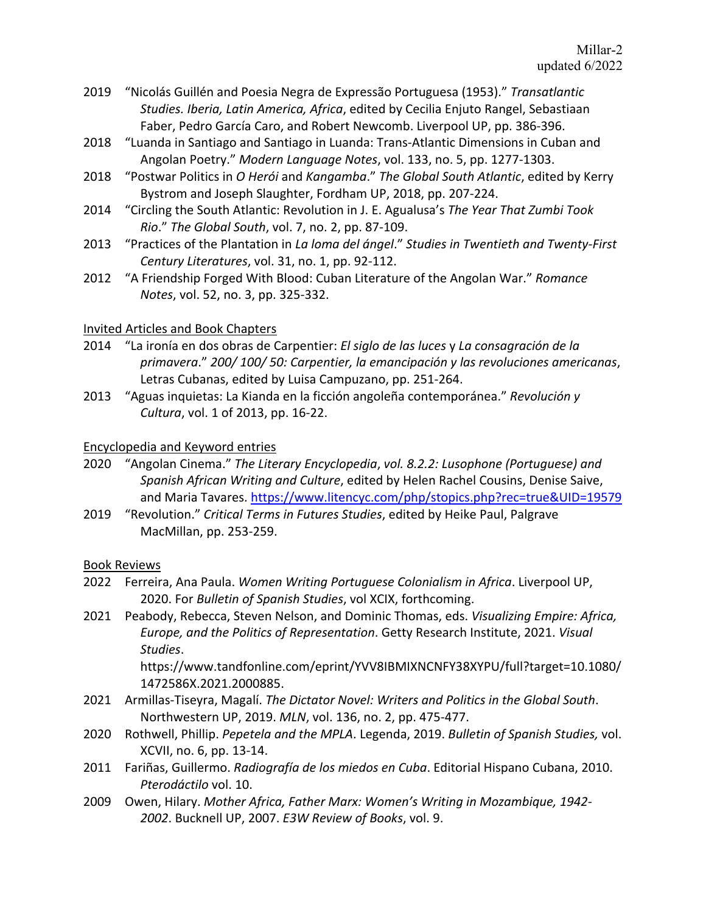- 2019 "Nicolás Guillén and Poesia Negra de Expressão Portuguesa (1953)." *Transatlantic Studies. Iberia, Latin America, Africa*, edited by Cecilia Enjuto Rangel, Sebastiaan Faber, Pedro García Caro, and Robert Newcomb. Liverpool UP, pp. 386-396.
- 2018 "Luanda in Santiago and Santiago in Luanda: Trans-Atlantic Dimensions in Cuban and Angolan Poetry." *Modern Language Notes*, vol. 133, no. 5, pp. 1277-1303.
- 2018 "Postwar Politics in *O Herói* and *Kangamba*." *The Global South Atlantic*, edited by Kerry Bystrom and Joseph Slaughter, Fordham UP, 2018, pp. 207-224.
- 2014 "Circling the South Atlantic: Revolution in J. E. Agualusa's *The Year That Zumbi Took Rio*." *The Global South*, vol. 7, no. 2, pp. 87-109.
- 2013 "Practices of the Plantation in *La loma del ángel*." *Studies in Twentieth and Twenty-First Century Literatures*, vol. 31, no. 1, pp. 92-112.
- 2012 "A Friendship Forged With Blood: Cuban Literature of the Angolan War." *Romance Notes*, vol. 52, no. 3, pp. 325-332.

<u>Invited Articles and Book Chapters</u>

- 2014 "La ironía en dos obras de Carpentier: *El siglo de las luces* y *La consagración de la primavera*." *200/ 100/ 50: Carpentier, la emancipación y las revoluciones americanas*, Letras Cubanas, edited by Luisa Campuzano, pp. 251-264.
- 2013 "Aguas inquietas: La Kianda en la ficción angoleña contemporánea." *Revolución y Cultura*, vol. 1 of 2013, pp. 16-22.

<u>Encyclopedia and Keyword entries</u>

- 2020 "Angolan Cinema." *The Literary Encyclopedia*, *vol. 8.2.2: Lusophone (Portuguese) and Spanish African Writing and Culture*, edited by Helen Rachel Cousins, Denise Saive, and Maria Tavares. https://www.litencyc.com/php/stopics.php?rec=true&UID=19579
- 2019 "Revolution." *Critical Terms in Futures Studies*, edited by Heike Paul, Palgrave MacMillan, pp. 253-259.

<u>Book Reviews</u>

- 2022 Ferreira, Ana Paula. *Women Writing Portuguese Colonialism in Africa*. Liverpool UP, 2020. For *Bulletin of Spanish Studies*, vol XCIX, forthcoming.
- 2021 Peabody, Rebecca, Steven Nelson, and Dominic Thomas, eds. *Visualizing Empire: Africa, Europe, and the Politics of Representation*. Getty Research Institute, 2021. *Visual Studies*. https://www.tandfonline.com/eprint/YVV8IBMIXNCNFY38XYPU/full?target=10.1080/1472586X.2021.2000885.
- 2021 Armillas-Tiseyra, Magalí. *The Dictator Novel: Writers and Politics in the Global South*. Northwestern UP, 2019. *MLN*, vol. 136, no. 2, pp. 475-477.
- 2020 Rothwell, Phillip. *Pepetela and the MPLA*. Legenda, 2019. *Bulletin of Spanish Studies,* vol. XCVII, no. 6, pp. 13-14.
- 2011 Fariñas, Guillermo. *Radiografía de los miedos en Cuba*. Editorial Hispano Cubana, 2010. *Pterodáctilo* vol. 10.
- 2009 Owen, Hilary. *Mother Africa, Father Marx: Women's Writing in Mozambique, 1942-2002*. Bucknell UP, 2007. *E3W Review of Books*, vol. 9.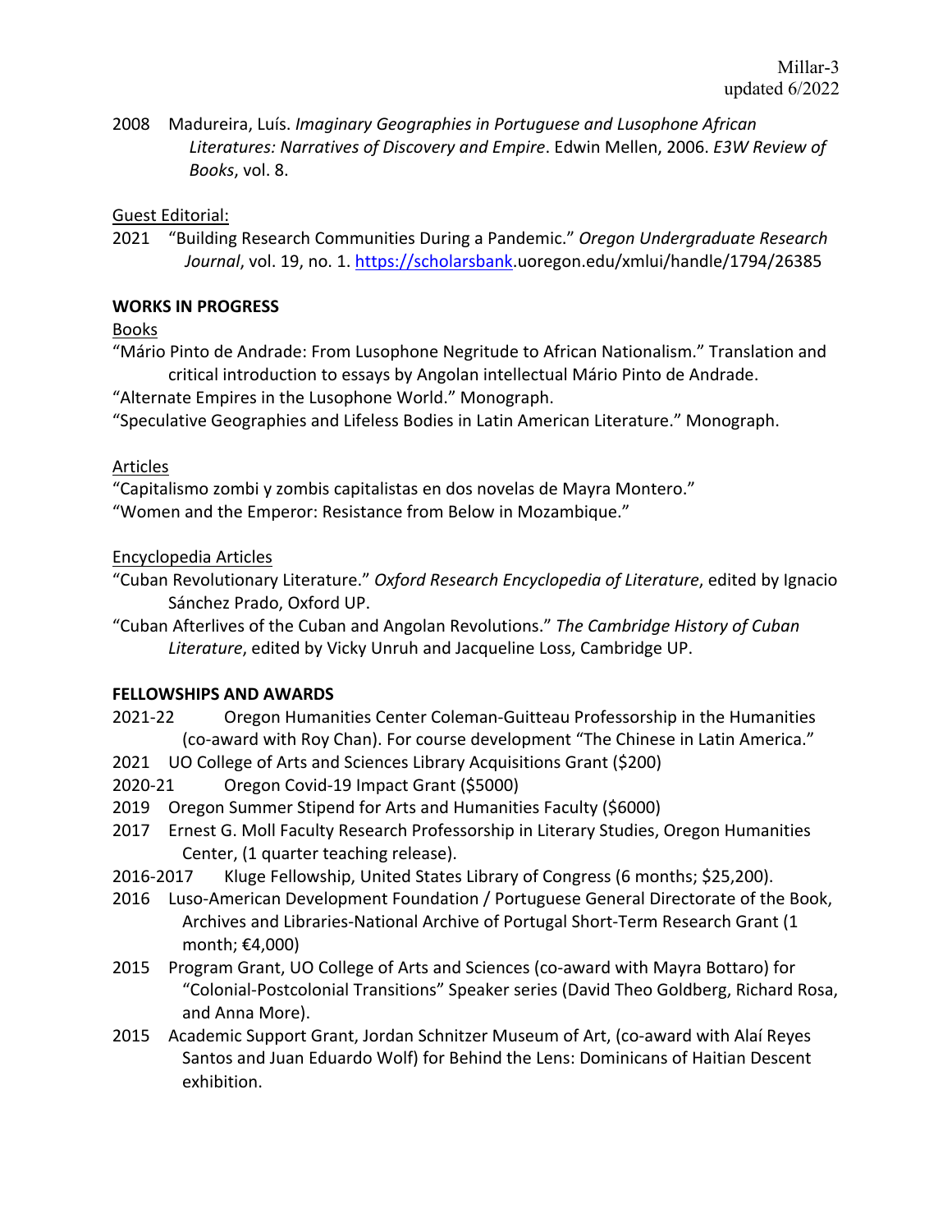2008 Madureira, Luís. *Imaginary Geographies in Portuguese and Lusophone African Literatures: Narratives of Discovery and Empire*. Edwin Mellen, 2006. *E3W Review of Books*, vol. 8.

Guest Editorial:

2021 "Building Research Communities During a Pandemic." *Oregon Undergraduate Research Journal*, vol. 19, no. 1. https://scholarsbank.uoregon.edu/xmlui/handle/1794/26385

**WORKS IN PROGRESS**

Books

"Mário Pinto de Andrade: From Lusophone Negritude to African Nationalism." Translation and critical introduction to essays by Angolan intellectual Mário Pinto de Andrade.

"Alternate Empires in the Lusophone World." Monograph.

"Speculative Geographies and Lifeless Bodies in Latin American Literature." Monograph.

Articles

"Capitalismo zombi y zombis capitalistas en dos novelas de Mayra Montero."

"Women and the Emperor: Resistance from Below in Mozambique."

Encyclopedia Articles

"Cuban Revolutionary Literature." *Oxford Research Encyclopedia of Literature*, edited by Ignacio Sánchez Prado, Oxford UP.

"Cuban Afterlives of the Cuban and Angolan Revolutions." *The Cambridge History of Cuban Literature*, edited by Vicky Unruh and Jacqueline Loss, Cambridge UP.

**FELLOWSHIPS AND AWARDS**

2021-22 Oregon Humanities Center Coleman-Guitteau Professorship in the Humanities (co-award with Roy Chan). For course development "The Chinese in Latin America."

2021 UO College of Arts and Sciences Library Acquisitions Grant ($200)

2020-21 Oregon Covid-19 Impact Grant ($5000)

2019 Oregon Summer Stipend for Arts and Humanities Faculty ($6000)

2017 Ernest G. Moll Faculty Research Professorship in Literary Studies, Oregon Humanities Center, (1 quarter teaching release).

2016-2017 Kluge Fellowship, United States Library of Congress (6 months; $25,200).

2016 Luso-American Development Foundation / Portuguese General Directorate of the Book, Archives and Libraries-National Archive of Portugal Short-Term Research Grant (1 month; €4,000)

2015 Program Grant, UO College of Arts and Sciences (co-award with Mayra Bottaro) for "Colonial-Postcolonial Transitions" Speaker series (David Theo Goldberg, Richard Rosa, and Anna More).

2015 Academic Support Grant, Jordan Schnitzer Museum of Art, (co-award with Alaí Reyes Santos and Juan Eduardo Wolf) for Behind the Lens: Dominicans of Haitian Descent exhibition.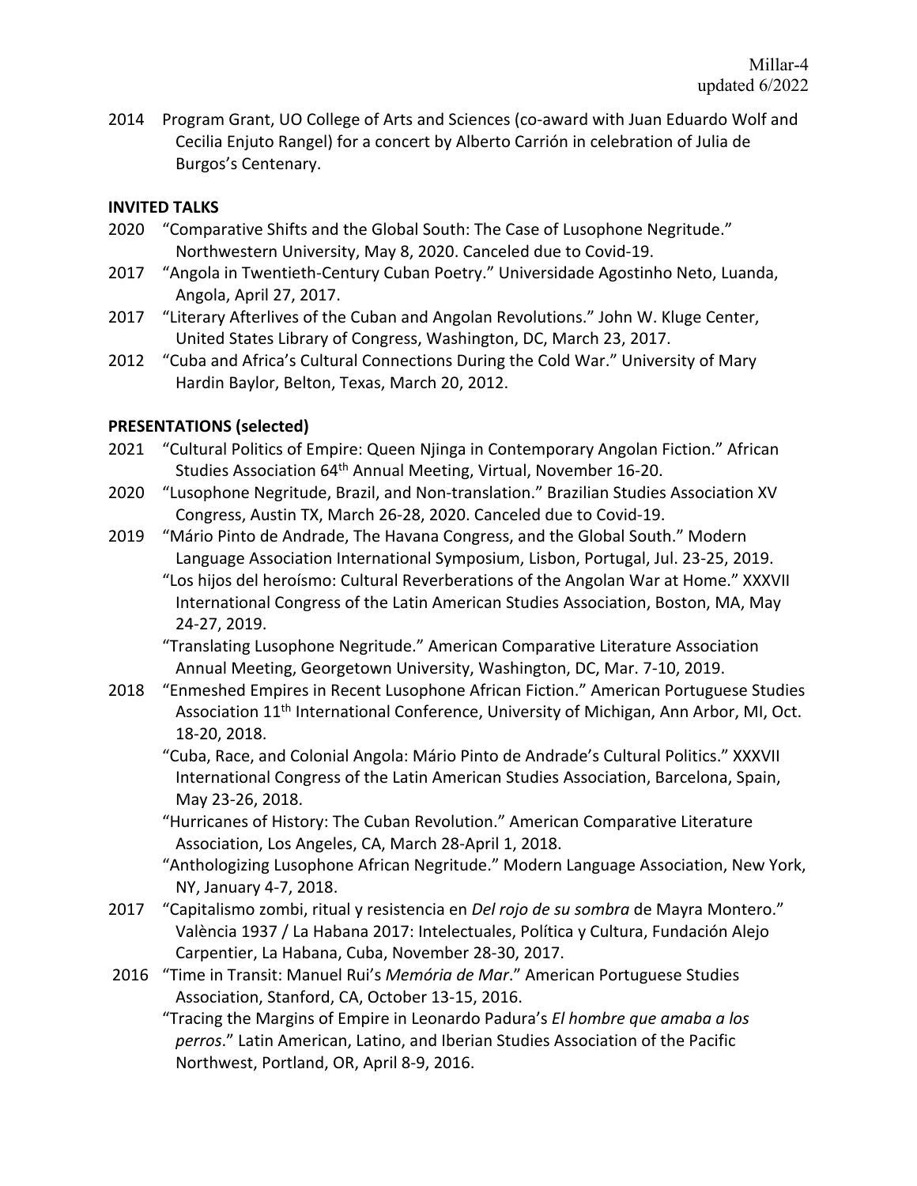2014 Program Grant, UO College of Arts and Sciences (co-award with Juan Eduardo Wolf and Cecilia Enjuto Rangel) for a concert by Alberto Carrión in celebration of Julia de Burgos's Centenary.

**INVITED TALKS**

2020 "Comparative Shifts and the Global South: The Case of Lusophone Negritude." Northwestern University, May 8, 2020. Canceled due to Covid-19.

2017 "Angola in Twentieth-Century Cuban Poetry." Universidade Agostinho Neto, Luanda, Angola, April 27, 2017.

2017 "Literary Afterlives of the Cuban and Angolan Revolutions." John W. Kluge Center, United States Library of Congress, Washington, DC, March 23, 2017.

2012 "Cuba and Africa's Cultural Connections During the Cold War." University of Mary Hardin Baylor, Belton, Texas, March 20, 2012.

**PRESENTATIONS (selected)**

2021 "Cultural Politics of Empire: Queen Njinga in Contemporary Angolan Fiction." African Studies Association 64th Annual Meeting, Virtual, November 16-20.

2020 "Lusophone Negritude, Brazil, and Non-translation." Brazilian Studies Association XV Congress, Austin TX, March 26-28, 2020. Canceled due to Covid-19.

2019 "Mário Pinto de Andrade, The Havana Congress, and the Global South." Modern Language Association International Symposium, Lisbon, Portugal, Jul. 23-25, 2019.

"Los hijos del heroísmo: Cultural Reverberations of the Angolan War at Home." XXXVII International Congress of the Latin American Studies Association, Boston, MA, May 24-27, 2019.

"Translating Lusophone Negritude." American Comparative Literature Association Annual Meeting, Georgetown University, Washington, DC, Mar. 7-10, 2019.

2018 "Enmeshed Empires in Recent Lusophone African Fiction." American Portuguese Studies Association 11th International Conference, University of Michigan, Ann Arbor, MI, Oct. 18-20, 2018.

"Cuba, Race, and Colonial Angola: Mário Pinto de Andrade's Cultural Politics." XXXVII International Congress of the Latin American Studies Association, Barcelona, Spain, May 23-26, 2018.

"Hurricanes of History: The Cuban Revolution." American Comparative Literature Association, Los Angeles, CA, March 28-April 1, 2018.

"Anthologizing Lusophone African Negritude." Modern Language Association, New York, NY, January 4-7, 2018.

2017 "Capitalismo zombi, ritual y resistencia en *Del rojo de su sombra* de Mayra Montero." València 1937 / La Habana 2017: Intelectuales, Política y Cultura, Fundación Alejo Carpentier, La Habana, Cuba, November 28-30, 2017.

2016 "Time in Transit: Manuel Rui's *Memória de Mar*." American Portuguese Studies Association, Stanford, CA, October 13-15, 2016.

"Tracing the Margins of Empire in Leonardo Padura's *El hombre que amaba a los perros*." Latin American, Latino, and Iberian Studies Association of the Pacific Northwest, Portland, OR, April 8-9, 2016.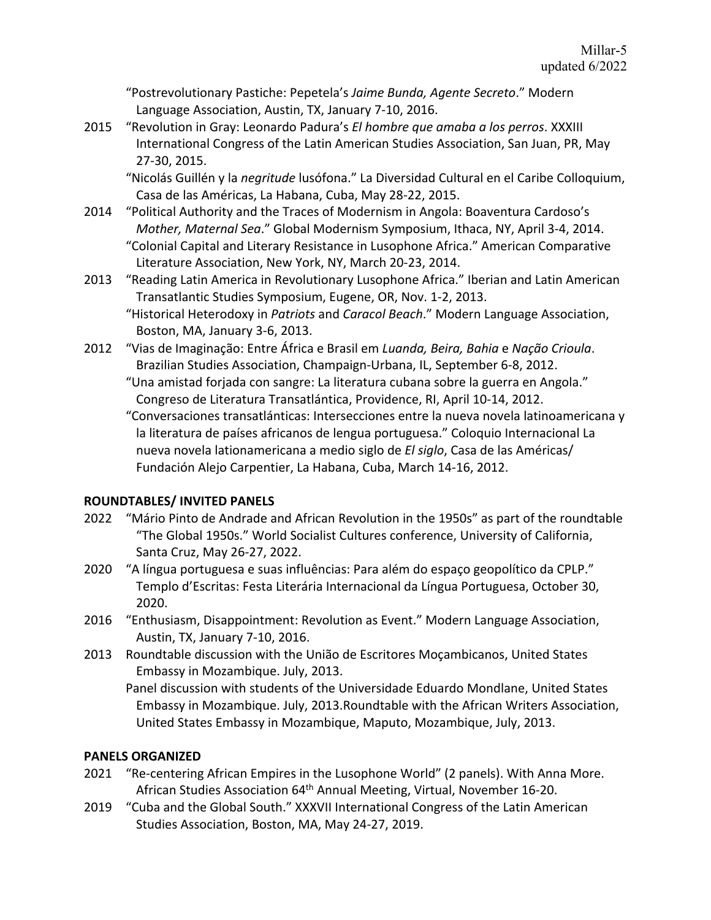"Postrevolutionary Pastiche: Pepetela's *Jaime Bunda, Agente Secreto*." Modern Language Association, Austin, TX, January 7-10, 2016.

2015 "Revolution in Gray: Leonardo Padura's *El hombre que amaba a los perros*. XXXIII International Congress of the Latin American Studies Association, San Juan, PR, May 27-30, 2015.

"Nicolás Guillén y la *negritude* lusófona." La Diversidad Cultural en el Caribe Colloquium, Casa de las Américas, La Habana, Cuba, May 28-22, 2015.

2014 "Political Authority and the Traces of Modernism in Angola: Boaventura Cardoso's *Mother, Maternal Sea*." Global Modernism Symposium, Ithaca, NY, April 3-4, 2014.

"Colonial Capital and Literary Resistance in Lusophone Africa." American Comparative Literature Association, New York, NY, March 20-23, 2014.

2013 "Reading Latin America in Revolutionary Lusophone Africa." Iberian and Latin American Transatlantic Studies Symposium, Eugene, OR, Nov. 1-2, 2013.

"Historical Heterodoxy in *Patriots* and *Caracol Beach*." Modern Language Association, Boston, MA, January 3-6, 2013.

2012 "Vias de Imaginação: Entre África e Brasil em *Luanda, Beira, Bahia* e *Nação Crioula*. Brazilian Studies Association, Champaign-Urbana, IL, September 6-8, 2012.

"Una amistad forjada con sangre: La literatura cubana sobre la guerra en Angola." Congreso de Literatura Transatlántica, Providence, RI, April 10-14, 2012.

"Conversaciones transatlánticas: Intersecciones entre la nueva novela latinoamericana y la literatura de países africanos de lengua portuguesa." Coloquio Internacional La nueva novela lationamericana a medio siglo de *El siglo*, Casa de las Américas/ Fundación Alejo Carpentier, La Habana, Cuba, March 14-16, 2012.

**ROUNDTABLES/ INVITED PANELS**

2022 "Mário Pinto de Andrade and African Revolution in the 1950s" as part of the roundtable "The Global 1950s." World Socialist Cultures conference, University of California, Santa Cruz, May 26-27, 2022.

2020 "A língua portuguesa e suas influências: Para além do espaço geopolítico da CPLP." Templo d'Escritas: Festa Literária Internacional da Língua Portuguesa, October 30, 2020.

2016 "Enthusiasm, Disappointment: Revolution as Event." Modern Language Association, Austin, TX, January 7-10, 2016.

2013 Roundtable discussion with the União de Escritores Moçambicanos, United States Embassy in Mozambique. July, 2013.

Panel discussion with students of the Universidade Eduardo Mondlane, United States Embassy in Mozambique. July, 2013.Roundtable with the African Writers Association, United States Embassy in Mozambique, Maputo, Mozambique, July, 2013.

**PANELS ORGANIZED**

2021 "Re-centering African Empires in the Lusophone World" (2 panels). With Anna More. African Studies Association 64th Annual Meeting, Virtual, November 16-20.

2019 "Cuba and the Global South." XXXVII International Congress of the Latin American Studies Association, Boston, MA, May 24-27, 2019.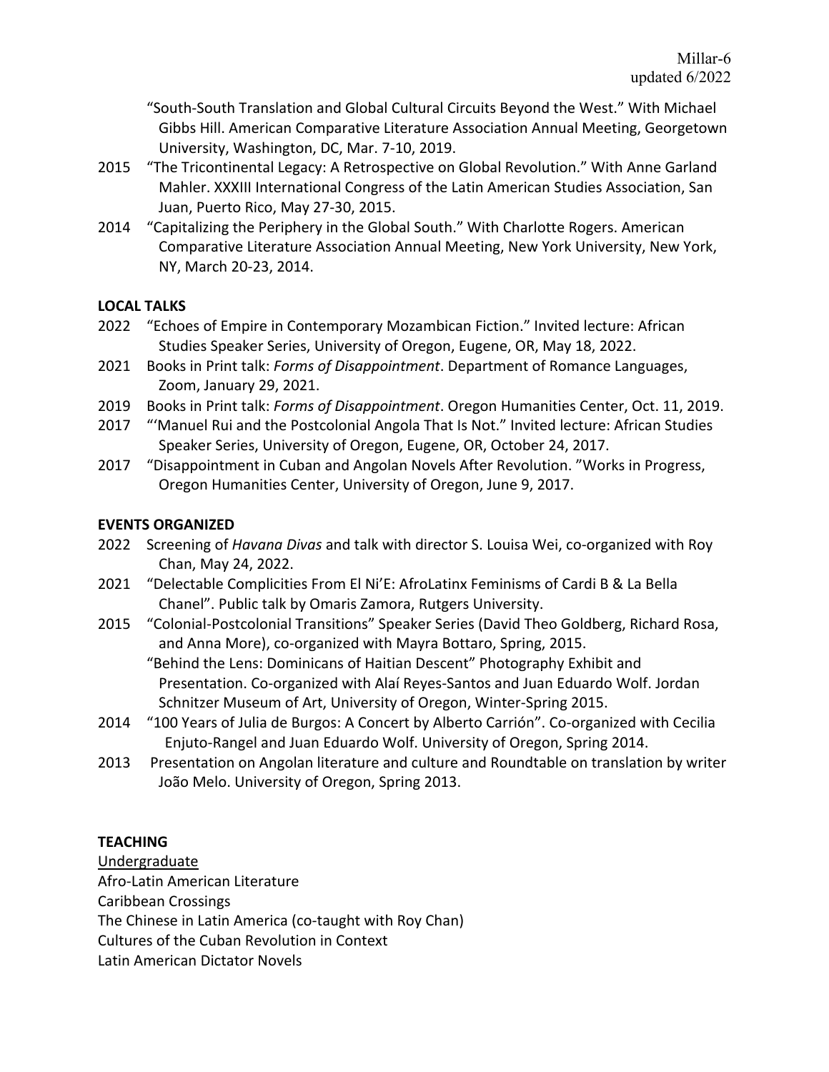"South-South Translation and Global Cultural Circuits Beyond the West." With Michael Gibbs Hill. American Comparative Literature Association Annual Meeting, Georgetown University, Washington, DC, Mar. 7-10, 2019.

2015 "The Tricontinental Legacy: A Retrospective on Global Revolution." With Anne Garland Mahler. XXXIII International Congress of the Latin American Studies Association, San Juan, Puerto Rico, May 27-30, 2015.

2014 "Capitalizing the Periphery in the Global South." With Charlotte Rogers. American Comparative Literature Association Annual Meeting, New York University, New York, NY, March 20-23, 2014.

**LOCAL TALKS**

2022 "Echoes of Empire in Contemporary Mozambican Fiction." Invited lecture: African Studies Speaker Series, University of Oregon, Eugene, OR, May 18, 2022.

2021 Books in Print talk: *Forms of Disappointment*. Department of Romance Languages, Zoom, January 29, 2021.

2019 Books in Print talk: *Forms of Disappointment*. Oregon Humanities Center, Oct. 11, 2019.

2017 "'Manuel Rui and the Postcolonial Angola That Is Not." Invited lecture: African Studies Speaker Series, University of Oregon, Eugene, OR, October 24, 2017.

2017 "Disappointment in Cuban and Angolan Novels After Revolution. "Works in Progress, Oregon Humanities Center, University of Oregon, June 9, 2017.

**EVENTS ORGANIZED**

2022 Screening of *Havana Divas* and talk with director S. Louisa Wei, co-organized with Roy Chan, May 24, 2022.

2021 "Delectable Complicities From El Ni'E: AfroLatinx Feminisms of Cardi B & La Bella Chanel". Public talk by Omaris Zamora, Rutgers University.

2015 "Colonial-Postcolonial Transitions" Speaker Series (David Theo Goldberg, Richard Rosa, and Anna More), co-organized with Mayra Bottaro, Spring, 2015.

"Behind the Lens: Dominicans of Haitian Descent" Photography Exhibit and Presentation. Co-organized with Alaí Reyes-Santos and Juan Eduardo Wolf. Jordan Schnitzer Museum of Art, University of Oregon, Winter-Spring 2015.

2014 "100 Years of Julia de Burgos: A Concert by Alberto Carrión". Co-organized with Cecilia Enjuto-Rangel and Juan Eduardo Wolf. University of Oregon, Spring 2014.

2013 Presentation on Angolan literature and culture and Roundtable on translation by writer João Melo. University of Oregon, Spring 2013.

**TEACHING**

Undergraduate

Afro-Latin American Literature
Caribbean Crossings
The Chinese in Latin America (co-taught with Roy Chan)
Cultures of the Cuban Revolution in Context
Latin American Dictator Novels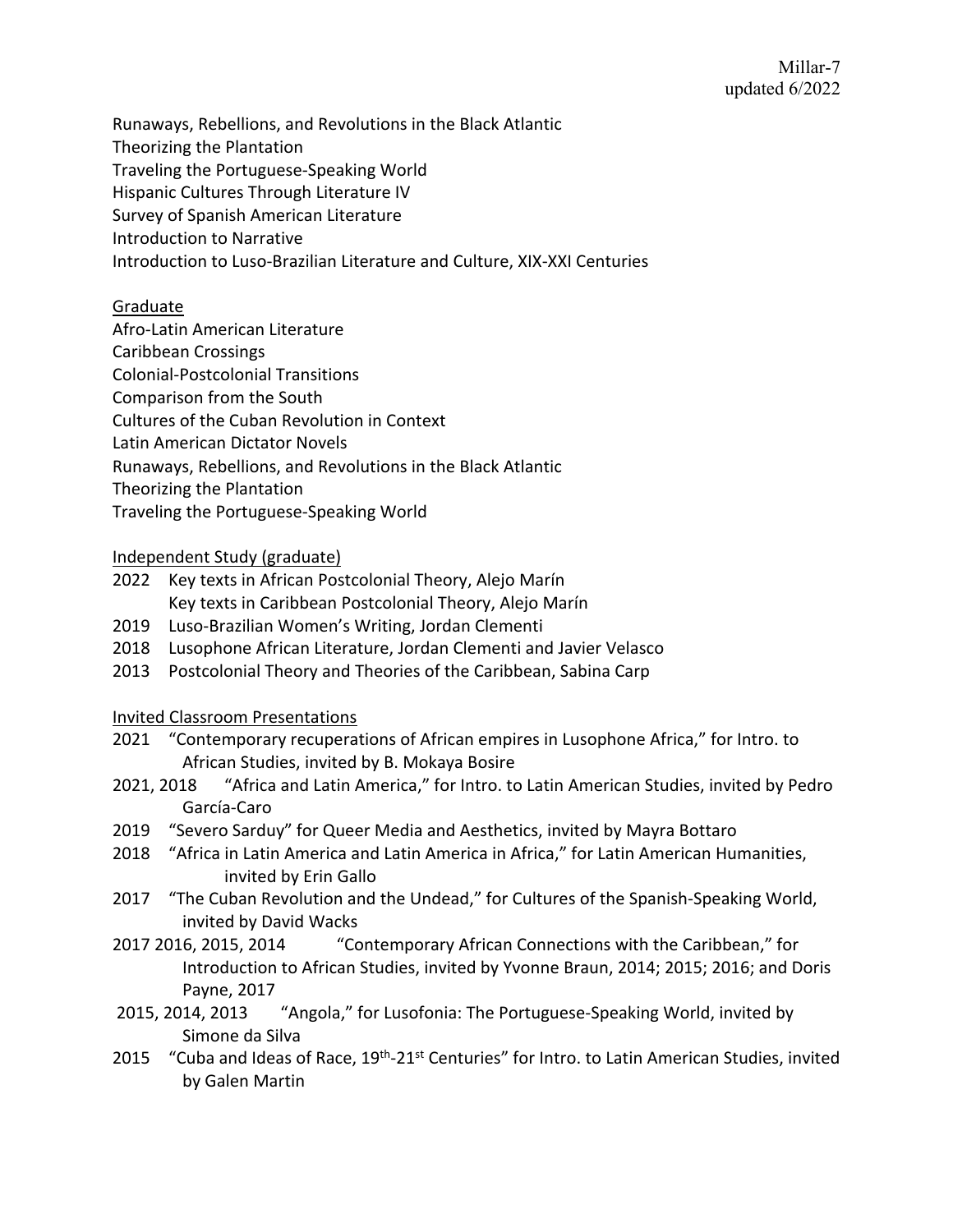Runaways, Rebellions, and Revolutions in the Black Atlantic
Theorizing the Plantation
Traveling the Portuguese-Speaking World
Hispanic Cultures Through Literature IV
Survey of Spanish American Literature
Introduction to Narrative
Introduction to Luso-Brazilian Literature and Culture, XIX-XXI Centuries

<u>Graduate</u>

Afro-Latin American Literature
Caribbean Crossings
Colonial-Postcolonial Transitions
Comparison from the South
Cultures of the Cuban Revolution in Context
Latin American Dictator Novels
Runaways, Rebellions, and Revolutions in the Black Atlantic
Theorizing the Plantation
Traveling the Portuguese-Speaking World

<u>Independent Study (graduate)</u>

2022 Key texts in African Postcolonial Theory, Alejo Marín
 Key texts in Caribbean Postcolonial Theory, Alejo Marín
2019 Luso-Brazilian Women's Writing, Jordan Clementi
2018 Lusophone African Literature, Jordan Clementi and Javier Velasco
2013 Postcolonial Theory and Theories of the Caribbean, Sabina Carp

<u>Invited Classroom Presentations</u>

2021 "Contemporary recuperations of African empires in Lusophone Africa," for Intro. to African Studies, invited by B. Mokaya Bosire
2021, 2018 "Africa and Latin America," for Intro. to Latin American Studies, invited by Pedro García-Caro
2019 "Severo Sarduy" for Queer Media and Aesthetics, invited by Mayra Bottaro
2018 "Africa in Latin America and Latin America in Africa," for Latin American Humanities, invited by Erin Gallo
2017 "The Cuban Revolution and the Undead," for Cultures of the Spanish-Speaking World, invited by David Wacks
2017 2016, 2015, 2014 "Contemporary African Connections with the Caribbean," for Introduction to African Studies, invited by Yvonne Braun, 2014; 2015; 2016; and Doris Payne, 2017
2015, 2014, 2013 "Angola," for Lusofonia: The Portuguese-Speaking World, invited by Simone da Silva
2015 "Cuba and Ideas of Race, 19th-21st Centuries" for Intro. to Latin American Studies, invited by Galen Martin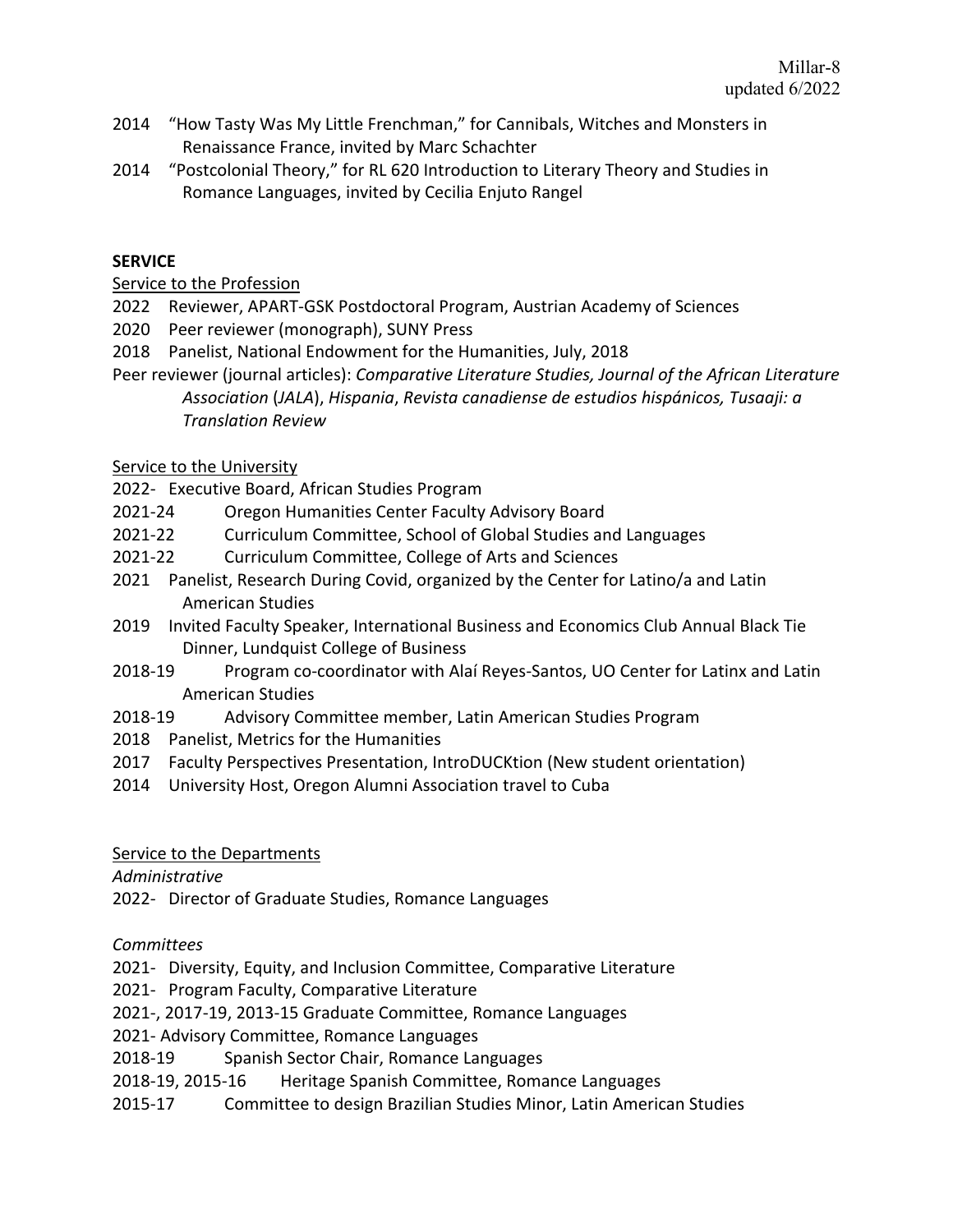2014 "How Tasty Was My Little Frenchman," for Cannibals, Witches and Monsters in Renaissance France, invited by Marc Schachter

2014 "Postcolonial Theory," for RL 620 Introduction to Literary Theory and Studies in Romance Languages, invited by Cecilia Enjuto Rangel

**SERVICE**

Service to the Profession

2022 Reviewer, APART-GSK Postdoctoral Program, Austrian Academy of Sciences

2020 Peer reviewer (monograph), SUNY Press

2018 Panelist, National Endowment for the Humanities, July, 2018

Peer reviewer (journal articles): *Comparative Literature Studies, Journal of the African Literature Association* (*JALA*), *Hispania*, *Revista canadiense de estudios hispánicos, Tusaaji: a Translation Review*

Service to the University

2022- Executive Board, African Studies Program

2021-24 Oregon Humanities Center Faculty Advisory Board

2021-22 Curriculum Committee, School of Global Studies and Languages

2021-22 Curriculum Committee, College of Arts and Sciences

2021 Panelist, Research During Covid, organized by the Center for Latino/a and Latin American Studies

2019 Invited Faculty Speaker, International Business and Economics Club Annual Black Tie Dinner, Lundquist College of Business

2018-19 Program co-coordinator with Alaí Reyes-Santos, UO Center for Latinx and Latin American Studies

2018-19 Advisory Committee member, Latin American Studies Program

2018 Panelist, Metrics for the Humanities

2017 Faculty Perspectives Presentation, IntroDUCKtion (New student orientation)

2014 University Host, Oregon Alumni Association travel to Cuba

Service to the Departments

*Administrative*

2022- Director of Graduate Studies, Romance Languages

*Committees*

2021- Diversity, Equity, and Inclusion Committee, Comparative Literature

2021- Program Faculty, Comparative Literature

2021-, 2017-19, 2013-15 Graduate Committee, Romance Languages

2021- Advisory Committee, Romance Languages

2018-19 Spanish Sector Chair, Romance Languages

2018-19, 2015-16 Heritage Spanish Committee, Romance Languages

2015-17 Committee to design Brazilian Studies Minor, Latin American Studies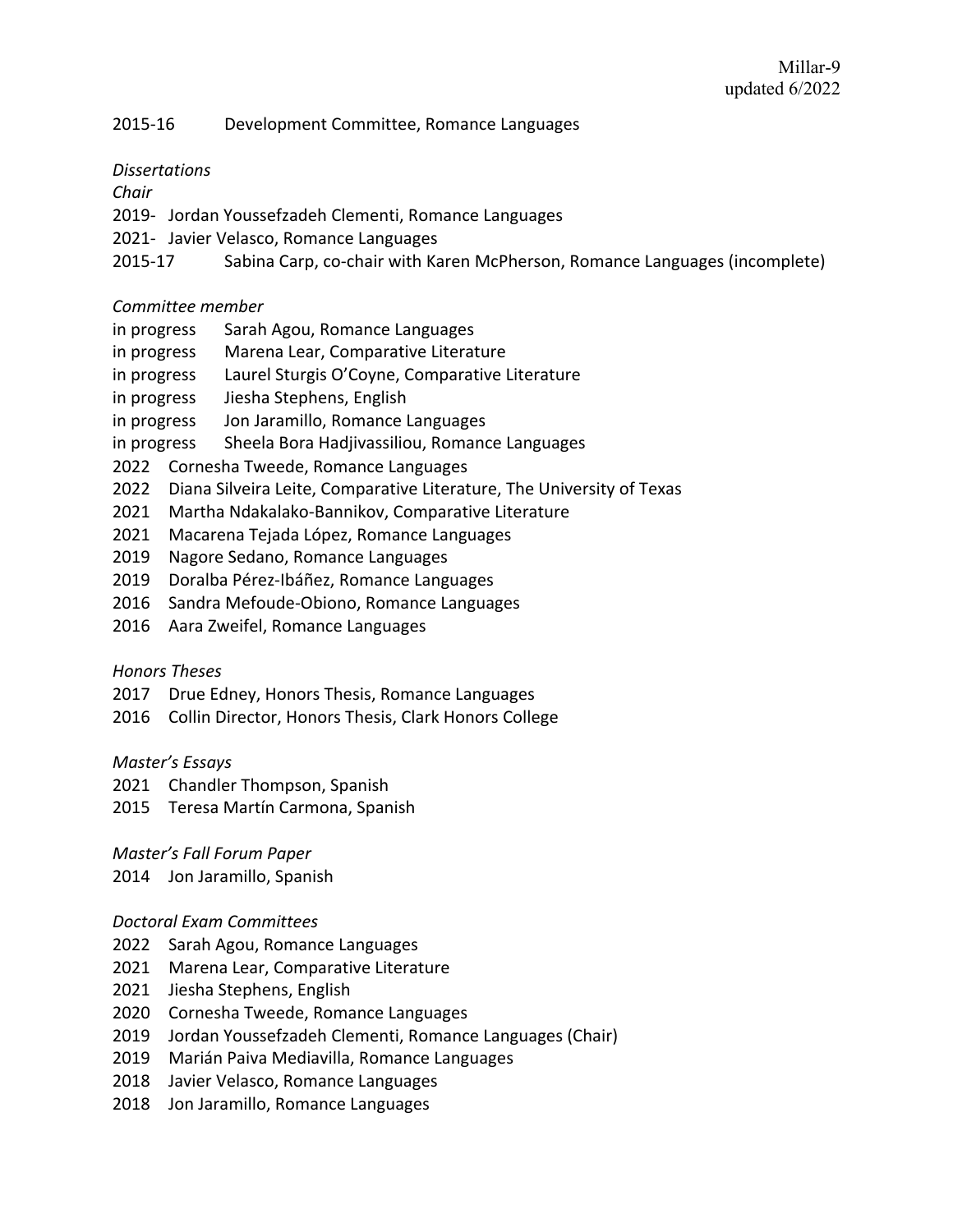2015-16 Development Committee, Romance Languages

*Dissertations*

*Chair*

2019- Jordan Youssefzadeh Clementi, Romance Languages
2021- Javier Velasco, Romance Languages
2015-17 Sabina Carp, co-chair with Karen McPherson, Romance Languages (incomplete)

*Committee member*

in progress Sarah Agou, Romance Languages
in progress Marena Lear, Comparative Literature
in progress Laurel Sturgis O'Coyne, Comparative Literature
in progress Jiesha Stephens, English
in progress Jon Jaramillo, Romance Languages
in progress Sheela Bora Hadjivassiliou, Romance Languages
2022 Cornesha Tweede, Romance Languages
2022 Diana Silveira Leite, Comparative Literature, The University of Texas
2021 Martha Ndakalako-Bannikov, Comparative Literature
2021 Macarena Tejada López, Romance Languages
2019 Nagore Sedano, Romance Languages
2019 Doralba Pérez-Ibáñez, Romance Languages
2016 Sandra Mefoude-Obiono, Romance Languages
2016 Aara Zweifel, Romance Languages

*Honors Theses*

2017 Drue Edney, Honors Thesis, Romance Languages
2016 Collin Director, Honors Thesis, Clark Honors College

*Master's Essays*

2021 Chandler Thompson, Spanish
2015 Teresa Martín Carmona, Spanish

*Master's Fall Forum Paper*

2014 Jon Jaramillo, Spanish

*Doctoral Exam Committees*

2022 Sarah Agou, Romance Languages
2021 Marena Lear, Comparative Literature
2021 Jiesha Stephens, English
2020 Cornesha Tweede, Romance Languages
2019 Jordan Youssefzadeh Clementi, Romance Languages (Chair)
2019 Marián Paiva Mediavilla, Romance Languages
2018 Javier Velasco, Romance Languages
2018 Jon Jaramillo, Romance Languages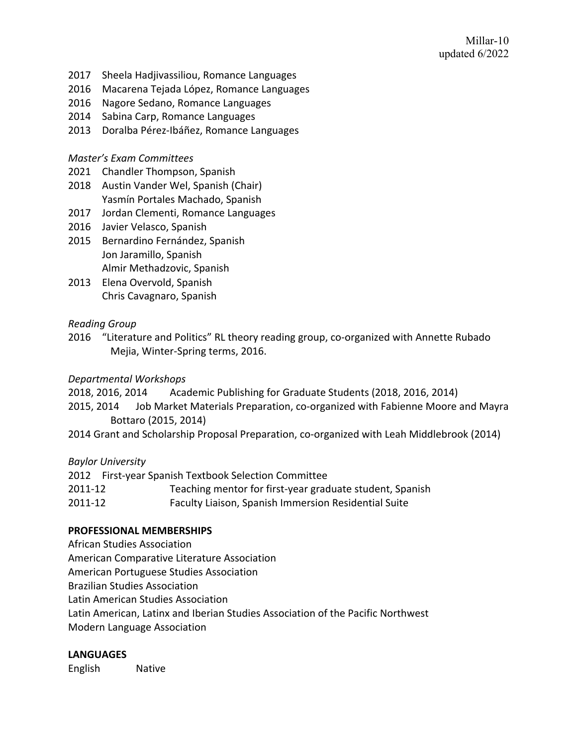2017 Sheela Hadjivassiliou, Romance Languages
2016 Macarena Tejada López, Romance Languages
2016 Nagore Sedano, Romance Languages
2014 Sabina Carp, Romance Languages
2013 Doralba Pérez-Ibáñez, Romance Languages

*Master's Exam Committees*

2021 Chandler Thompson, Spanish
2018 Austin Vander Wel, Spanish (Chair)
     Yasmín Portales Machado, Spanish
2017 Jordan Clementi, Romance Languages
2016 Javier Velasco, Spanish
2015 Bernardino Fernández, Spanish
     Jon Jaramillo, Spanish
     Almir Methadzovic, Spanish
2013 Elena Overvold, Spanish
     Chris Cavagnaro, Spanish

*Reading Group*

2016 "Literature and Politics" RL theory reading group, co-organized with Annette Rubado Mejia, Winter-Spring terms, 2016.

*Departmental Workshops*

2018, 2016, 2014 Academic Publishing for Graduate Students (2018, 2016, 2014)
2015, 2014 Job Market Materials Preparation, co-organized with Fabienne Moore and Mayra Bottaro (2015, 2014)
2014 Grant and Scholarship Proposal Preparation, co-organized with Leah Middlebrook (2014)

*Baylor University*

2012 First-year Spanish Textbook Selection Committee
2011-12 Teaching mentor for first-year graduate student, Spanish
2011-12 Faculty Liaison, Spanish Immersion Residential Suite

**PROFESSIONAL MEMBERSHIPS**

African Studies Association
American Comparative Literature Association
American Portuguese Studies Association
Brazilian Studies Association
Latin American Studies Association
Latin American, Latinx and Iberian Studies Association of the Pacific Northwest
Modern Language Association

**LANGUAGES**

English Native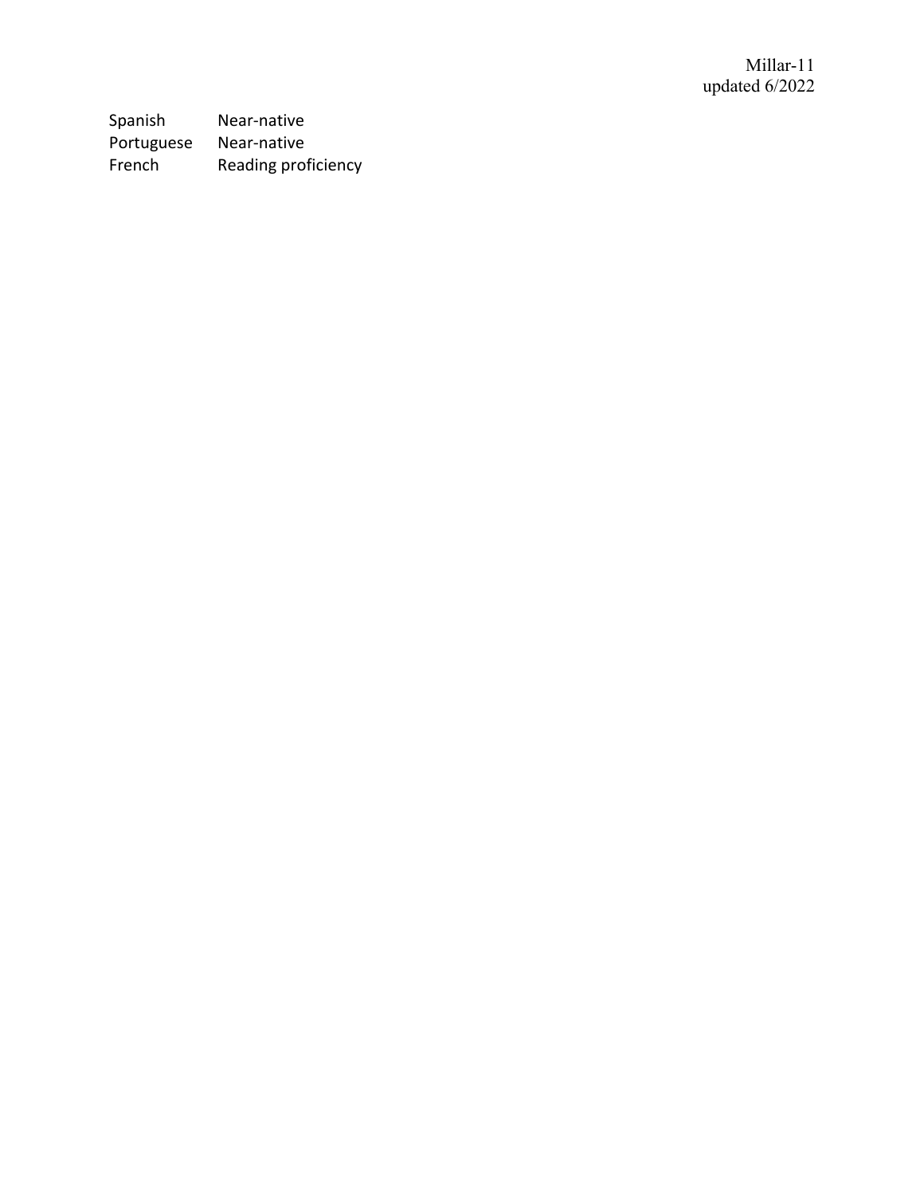| | |
|---|---|
| Spanish | Near-native |
| Portuguese | Near-native |
| French | Reading proficiency |